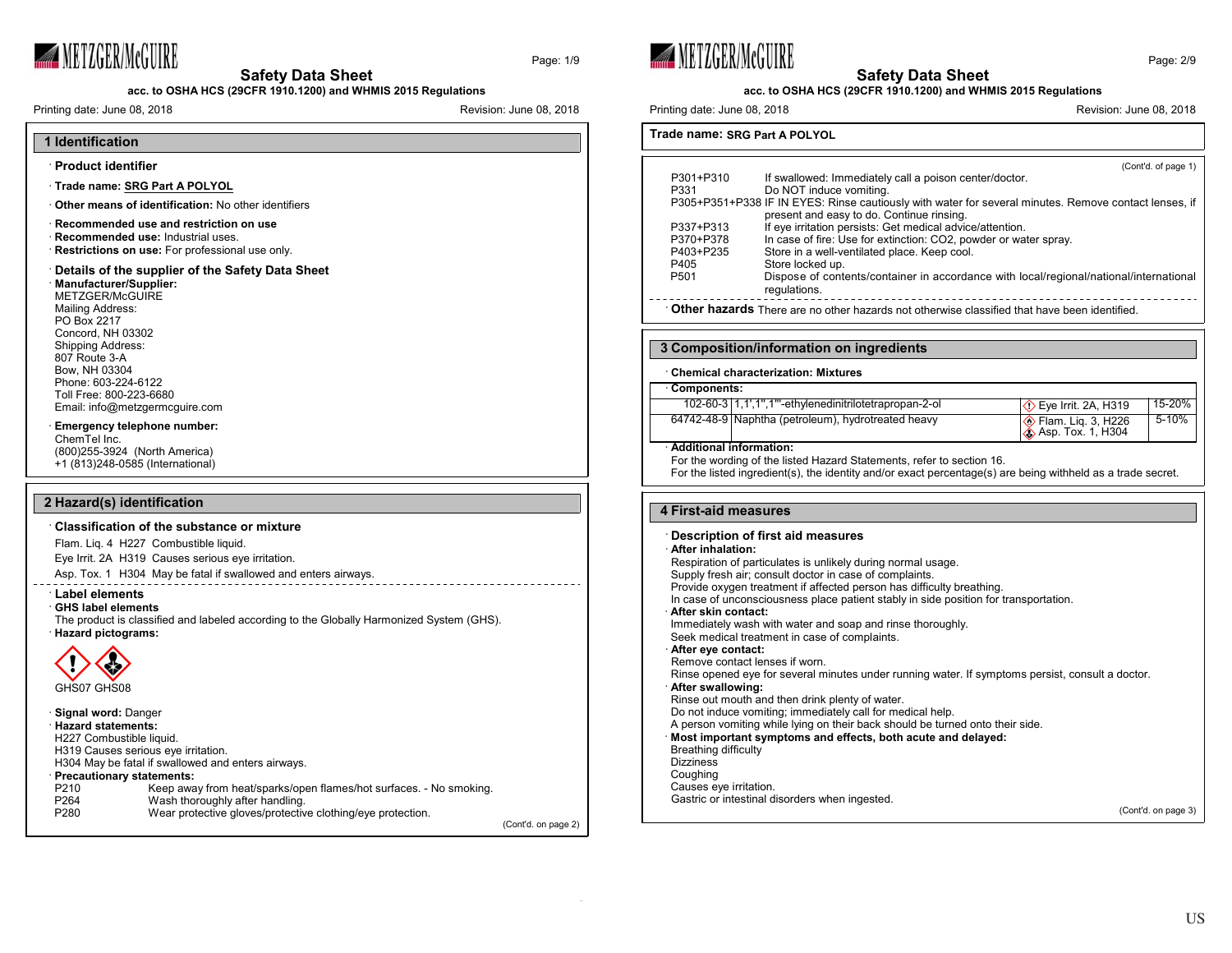# Safety Data Sheet

**acc. to OSHA HCS (29CFR 1910.1200) and WHMIS 2015 Regulations**

Printing date: June 08, 2018 Revision: June 08, 2018

## 1 Identification

· **Product identifier**

· **Trade name: SRG Part A POLYOL**

· **Other means of identification:** No other identifiers

· **Recommended use and restriction on use**
· **Recommended use:** Industrial uses.
· **Restrictions on use:** For professional use only.

· **Details of the supplier of the Safety Data Sheet**
· **Manufacturer/Supplier:**
METZGER/McGUIRE
Mailing Address:
PO Box 2217
Concord, NH 03302
Shipping Address:
807 Route 3-A
Bow, NH 03304
Phone: 603-224-6122
Toll Free: 800-223-6680
Email: info@metzgermcguire.com

· **Emergency telephone number:**
ChemTel Inc.
(800)255-3924 (North America)
+1 (813)248-0585 (International)

## 2 Hazard(s) identification

· **Classification of the substance or mixture**

Flam. Liq. 4 H227 Combustible liquid.
Eye Irrit. 2A H319 Causes serious eye irritation.
Asp. Tox. 1 H304 May be fatal if swallowed and enters airways.

· **Label elements**
· **GHS label elements**
The product is classified and labeled according to the Globally Harmonized System (GHS).
· **Hazard pictograms:**

GHS07 GHS08

· **Signal word:** Danger
· **Hazard statements:**
H227 Combustible liquid.
H319 Causes serious eye irritation.
H304 May be fatal if swallowed and enters airways.
· **Precautionary statements:**

| | |
|---|---|
| P210 | Keep away from heat/sparks/open flames/hot surfaces. - No smoking. |
| P264 | Wash thoroughly after handling. |
| P280 | Wear protective gloves/protective clothing/eye protection. |

(Cont'd. on page 2)

**Trade name: SRG Part A POLYOL**

(Cont'd. of page 1)

| | |
|---|---|
| P301+P310 | If swallowed: Immediately call a poison center/doctor. |
| P331 | Do NOT induce vomiting. |
| P305+P351+P338 | IF IN EYES: Rinse cautiously with water for several minutes. Remove contact lenses, if present and easy to do. Continue rinsing. |
| P337+P313 | If eye irritation persists: Get medical advice/attention. |
| P370+P378 | In case of fire: Use for extinction: CO2, powder or water spray. |
| P403+P235 | Store in a well-ventilated place. Keep cool. |
| P405 | Store locked up. |
| P501 | Dispose of contents/container in accordance with local/regional/national/international regulations. |

· **Other hazards** There are no other hazards not otherwise classified that have been identified.

## 3 Composition/information on ingredients

· **Chemical characterization: Mixtures**

· **Components:**

| | | | |
|---|---|---|---|
| 102-60-3 | 1,1',1'',1'''-ethylenedinitrilotetrapropan-2-ol | Eye Irrit. 2A, H319 | 15-20% |
| 64742-48-9 | Naphtha (petroleum), hydrotreated heavy | Flam. Liq. 3, H226; Asp. Tox. 1, H304 | 5-10% |

· **Additional information:**
For the wording of the listed Hazard Statements, refer to section 16.
For the listed ingredient(s), the identity and/or exact percentage(s) are being withheld as a trade secret.

## 4 First-aid measures

· **Description of first aid measures**
· **After inhalation:**
Respiration of particulates is unlikely during normal usage.
Supply fresh air; consult doctor in case of complaints.
Provide oxygen treatment if affected person has difficulty breathing.
In case of unconsciousness place patient stably in side position for transportation.
· **After skin contact:**
Immediately wash with water and soap and rinse thoroughly.
Seek medical treatment in case of complaints.
· **After eye contact:**
Remove contact lenses if worn.
Rinse opened eye for several minutes under running water. If symptoms persist, consult a doctor.
· **After swallowing:**
Rinse out mouth and then drink plenty of water.
Do not induce vomiting; immediately call for medical help.
A person vomiting while lying on their back should be turned onto their side.
· **Most important symptoms and effects, both acute and delayed:**
Breathing difficulty
Dizziness
Coughing
Causes eye irritation.
Gastric or intestinal disorders when ingested.

(Cont'd. on page 3)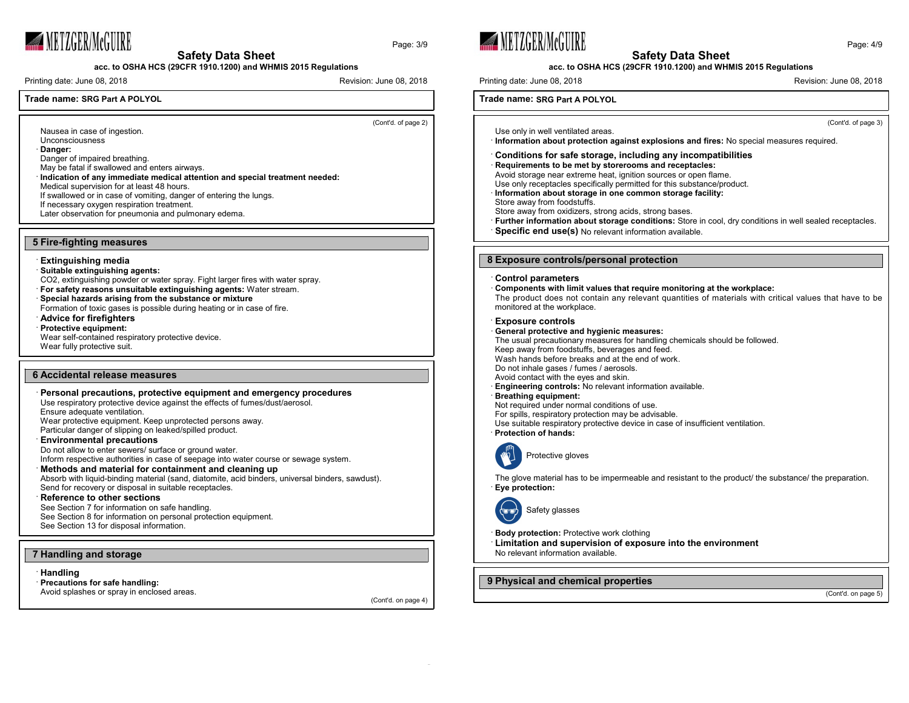Nausea in case of ingestion.
Unconsciousness

· **Danger:**
Danger of impaired breathing.
May be fatal if swallowed and enters airways.

· **Indication of any immediate medical attention and special treatment needed:**
Medical supervision for at least 48 hours.
If swallowed or in case of vomiting, danger of entering the lungs.
If necessary oxygen respiration treatment.
Later observation for pneumonia and pulmonary edema.

## 5 Fire-fighting measures

· **Extinguishing media**
· **Suitable extinguishing agents:**
$CO_2$, extinguishing powder or water spray. Fight larger fires with water spray.
· **For safety reasons unsuitable extinguishing agents:** Water stream.
· **Special hazards arising from the substance or mixture**
Formation of toxic gases is possible during heating or in case of fire.
· **Advice for firefighters**
· **Protective equipment:**
Wear self-contained respiratory protective device.
Wear fully protective suit.

## 6 Accidental release measures

· **Personal precautions, protective equipment and emergency procedures**
Use respiratory protective device against the effects of fumes/dust/aerosol.
Ensure adequate ventilation.
Wear protective equipment. Keep unprotected persons away.
Particular danger of slipping on leaked/spilled product.
· **Environmental precautions**
Do not allow to enter sewers/ surface or ground water.
Inform respective authorities in case of seepage into water course or sewage system.
· **Methods and material for containment and cleaning up**
Absorb with liquid-binding material (sand, diatomite, acid binders, universal binders, sawdust).
Send for recovery or disposal in suitable receptacles.
· **Reference to other sections**
See Section 7 for information on safe handling.
See Section 8 for information on personal protection equipment.
See Section 13 for disposal information.

## 7 Handling and storage

· **Handling**
· **Precautions for safe handling:**
Avoid splashes or spray in enclosed areas.
Use only in well ventilated areas.
· **Information about protection against explosions and fires:** No special measures required.

· **Conditions for safe storage, including any incompatibilities**
· **Requirements to be met by storerooms and receptacles:**
Avoid storage near extreme heat, ignition sources or open flame.
Use only receptacles specifically permitted for this substance/product.
· **Information about storage in one common storage facility:**
Store away from foodstuffs.
Store away from oxidizers, strong acids, strong bases.
· **Further information about storage conditions:** Store in cool, dry conditions in well sealed receptacles.
· **Specific end use(s)** No relevant information available.

## 8 Exposure controls/personal protection

· **Control parameters**
· **Components with limit values that require monitoring at the workplace:**
The product does not contain any relevant quantities of materials with critical values that have to be monitored at the workplace.

· **Exposure controls**
· **General protective and hygienic measures:**
The usual precautionary measures for handling chemicals should be followed.
Keep away from foodstuffs, beverages and feed.
Wash hands before breaks and at the end of work.
Do not inhale gases / fumes / aerosols.
Avoid contact with the eyes and skin.
· **Engineering controls:** No relevant information available.
· **Breathing equipment:**
Not required under normal conditions of use.
For spills, respiratory protection may be advisable.
Use suitable respiratory protective device in case of insufficient ventilation.
· **Protection of hands:**

Protective gloves

The glove material has to be impermeable and resistant to the product/ the substance/ the preparation.
· **Eye protection:**

Safety glasses

· **Body protection:** Protective work clothing
· **Limitation and supervision of exposure into the environment**
No relevant information available.

## 9 Physical and chemical properties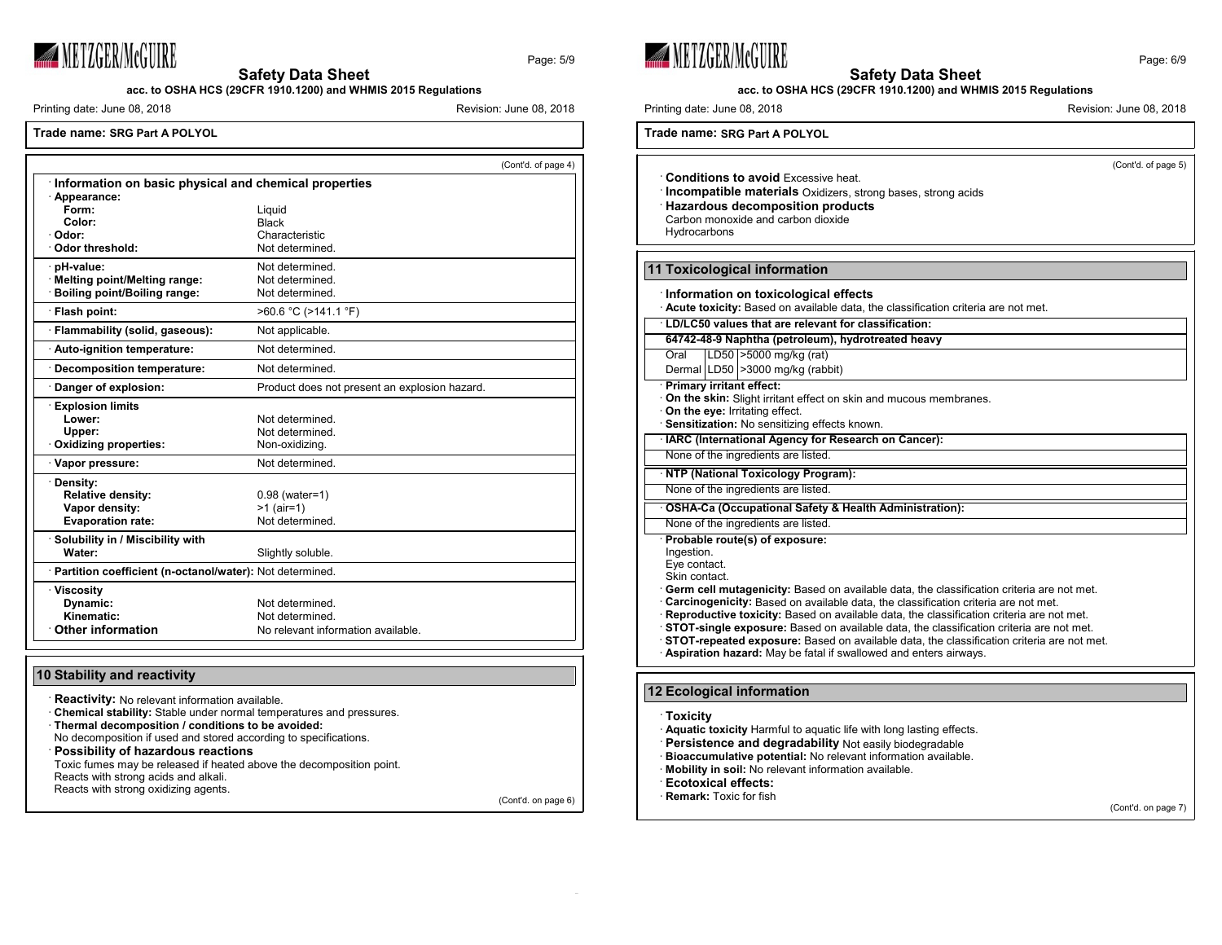**Trade name: SRG Part A POLYOL**

(Cont'd. of page 4)

· **Information on basic physical and chemical properties**

| | |
|---|---|
| · **Appearance:** | |
| **Form:** | Liquid |
| **Color:** | Black |
| · **Odor:** | Characteristic |
| · **Odor threshold:** | Not determined. |
| · **pH-value:** | Not determined. |
| · **Melting point/Melting range:** | Not determined. |
| · **Boiling point/Boiling range:** | Not determined. |
| · **Flash point:** | >60.6 °C (>141.1 °F) |
| · **Flammability (solid, gaseous):** | Not applicable. |
| · **Auto-ignition temperature:** | Not determined. |
| · **Decomposition temperature:** | Not determined. |
| · **Danger of explosion:** | Product does not present an explosion hazard. |
| · **Explosion limits** | |
| **Lower:** | Not determined. |
| **Upper:** | Not determined. |
| · **Oxidizing properties:** | Non-oxidizing. |
| · **Vapor pressure:** | Not determined. |
| · **Density:** | |
| **Relative density:** | 0.98 (water=1) |
| **Vapor density:** | >1 (air=1) |
| **Evaporation rate:** | Not determined. |
| · **Solubility in / Miscibility with** | |
| **Water:** | Slightly soluble. |
| · **Partition coefficient (n-octanol/water):** | Not determined. |
| · **Viscosity** | |
| **Dynamic:** | Not determined. |
| **Kinematic:** | Not determined. |
| · **Other information** | No relevant information available. |

## 10 Stability and reactivity

· **Reactivity:** No relevant information available.
· **Chemical stability:** Stable under normal temperatures and pressures.
· **Thermal decomposition / conditions to be avoided:**
No decomposition if used and stored according to specifications.
· **Possibility of hazardous reactions**
Toxic fumes may be released if heated above the decomposition point.
Reacts with strong acids and alkali.
Reacts with strong oxidizing agents.

(Cont'd. on page 6)

(Cont'd. of page 5)

· **Conditions to avoid** Excessive heat.
· **Incompatible materials** Oxidizers, strong bases, strong acids
· **Hazardous decomposition products**
Carbon monoxide and carbon dioxide
Hydrocarbons

## 11 Toxicological information

· **Information on toxicological effects**
· **Acute toxicity:** Based on available data, the classification criteria are not met.

· **LD/LC50 values that are relevant for classification:**

| **64742-48-9 Naphtha (petroleum), hydrotreated heavy** | | |
|---|---|---|
| Oral | LD50 | >5000 mg/kg (rat) |
| Dermal | LD50 | >3000 mg/kg (rabbit) |

· **Primary irritant effect:**
· **On the skin:** Slight irritant effect on skin and mucous membranes.
· **On the eye:** Irritating effect.
· **Sensitization:** No sensitizing effects known.

· **IARC (International Agency for Research on Cancer):**
None of the ingredients are listed.

· **NTP (National Toxicology Program):**
None of the ingredients are listed.

· **OSHA-Ca (Occupational Safety & Health Administration):**
None of the ingredients are listed.

· **Probable route(s) of exposure:**
Ingestion.
Eye contact.
Skin contact.
· **Germ cell mutagenicity:** Based on available data, the classification criteria are not met.
· **Carcinogenicity:** Based on available data, the classification criteria are not met.
· **Reproductive toxicity:** Based on available data, the classification criteria are not met.
· **STOT-single exposure:** Based on available data, the classification criteria are not met.
· **STOT-repeated exposure:** Based on available data, the classification criteria are not met.
· **Aspiration hazard:** May be fatal if swallowed and enters airways.

## 12 Ecological information

· **Toxicity**
· **Aquatic toxicity** Harmful to aquatic life with long lasting effects.
· **Persistence and degradability** Not easily biodegradable
· **Bioaccumulative potential:** No relevant information available.
· **Mobility in soil:** No relevant information available.
· **Ecotoxical effects:**
· **Remark:** Toxic for fish

(Cont'd. on page 7)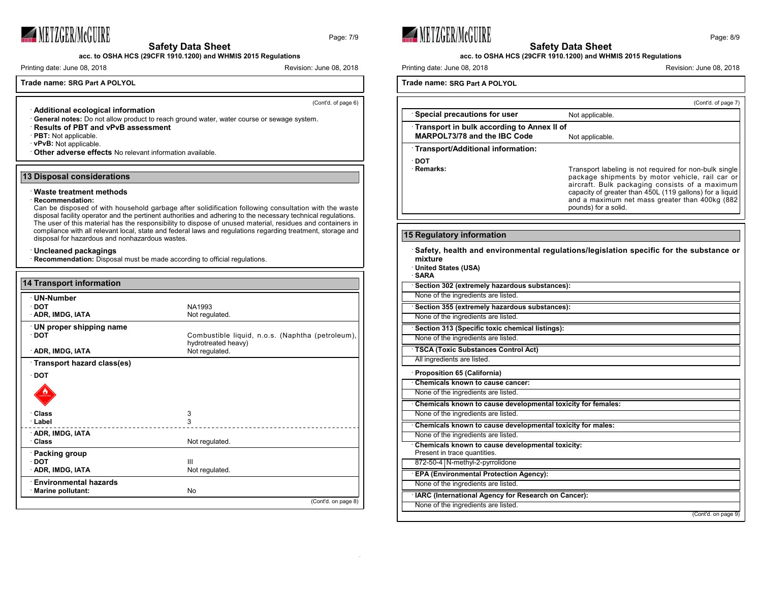Trade name: **SRG Part A POLYOL**

(Cont'd. of page 6)

· **Additional ecological information**
· **General notes:** Do not allow product to reach ground water, water course or sewage system.
· **Results of PBT and vPvB assessment**
· **PBT:** Not applicable.
· **vPvB:** Not applicable.
· **Other adverse effects** No relevant information available.

## 13 Disposal considerations

· **Waste treatment methods**
· **Recommendation:**
Can be disposed of with household garbage after solidification following consultation with the waste disposal facility operator and the pertinent authorities and adhering to the necessary technical regulations.
The user of this material has the responsibility to dispose of unused material, residues and containers in compliance with all relevant local, state and federal laws and regulations regarding treatment, storage and disposal for hazardous and nonhazardous wastes.

· **Uncleaned packagings**
· **Recommendation:** Disposal must be made according to official regulations.

## 14 Transport information

| | |
|---|---|
| **· UN-Number** | |
| · **DOT** | NA1993 |
| · **ADR, IMDG, IATA** | Not regulated. |
| **· UN proper shipping name** | |
| · **DOT** | Combustible liquid, n.o.s. (Naphtha (petroleum), hydrotreated heavy) |
| · **ADR, IMDG, IATA** | Not regulated. |
| **· Transport hazard class(es)** | |
| · **DOT** | |
| · **Class** | 3 |
| · **Label** | 3 |
| · **ADR, IMDG, IATA** | |
| · **Class** | Not regulated. |
| **· Packing group** | |
| · **DOT** | III |
| · **ADR, IMDG, IATA** | Not regulated. |
| **· Environmental hazards** | |
| · **Marine pollutant:** | No |

(Cont'd. on page 8)

Trade name: **SRG Part A POLYOL**

(Cont'd. of page 7)

| | |
|---|---|
| **· Special precautions for user** | Not applicable. |
| **· Transport in bulk according to Annex II of MARPOL73/78 and the IBC Code** | Not applicable. |
| **· Transport/Additional information:** | |
| · **DOT** | |
| · **Remarks:** | Transport labeling is not required for non-bulk single package shipments by motor vehicle, rail car or aircraft. Bulk packaging consists of a maximum capacity of greater than 450L (119 gallons) for a liquid and a maximum net mass greater than 400kg (882 pounds) for a solid. |

## 15 Regulatory information

· **Safety, health and environmental regulations/legislation specific for the substance or mixture**
· **United States (USA)**
· **SARA**

· **Section 302 (extremely hazardous substances):**
None of the ingredients are listed.

· **Section 355 (extremely hazardous substances):**
None of the ingredients are listed.

· **Section 313 (Specific toxic chemical listings):**
None of the ingredients are listed.

· **TSCA (Toxic Substances Control Act)**
All ingredients are listed.

· **Proposition 65 (California)**

· **Chemicals known to cause cancer:**
None of the ingredients are listed.

· **Chemicals known to cause developmental toxicity for females:**
None of the ingredients are listed.

· **Chemicals known to cause developmental toxicity for males:**
None of the ingredients are listed.

· **Chemicals known to cause developmental toxicity:**
Present in trace quantities.

| | |
|---|---|
| 872-50-4 | N-methyl-2-pyrrolidone |

· **EPA (Environmental Protection Agency):**
None of the ingredients are listed.

· **IARC (International Agency for Research on Cancer):**
None of the ingredients are listed.

(Cont'd. on page 9)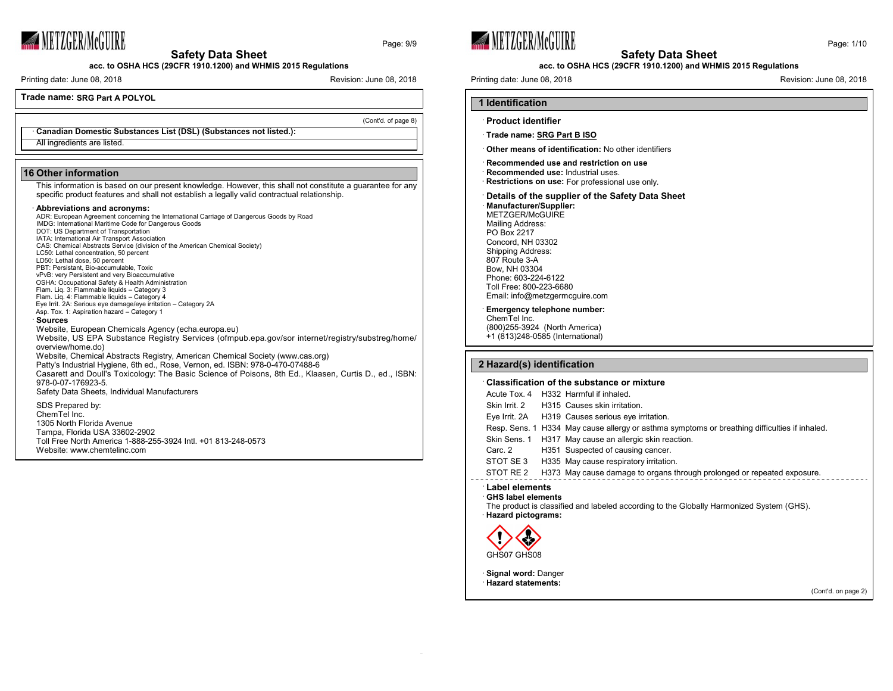**Trade name: SRG Part A POLYOL**

(Cont'd. of page 8)

· **Canadian Domestic Substances List (DSL) (Substances not listed.):**

All ingredients are listed.

## 16 Other information

This information is based on our present knowledge. However, this shall not constitute a guarantee for any specific product features and shall not establish a legally valid contractual relationship.

· **Abbreviations and acronyms:**

ADR: European Agreement concerning the International Carriage of Dangerous Goods by Road
IMDG: International Maritime Code for Dangerous Goods
DOT: US Department of Transportation
IATA: International Air Transport Association
CAS: Chemical Abstracts Service (division of the American Chemical Society)
LC50: Lethal concentration, 50 percent
LD50: Lethal dose, 50 percent
PBT: Persistent, Bio-accumulable, Toxic
vPvB: very Persistent and very Bioaccumulative
OSHA: Occupational Safety & Health Administration
Flam. Liq. 3: Flammable liquids – Category 3
Flam. Liq. 4: Flammable liquids – Category 4
Eye Irrit. 2A: Serious eye damage/eye irritation – Category 2A
Asp. Tox. 1: Aspiration hazard – Category 1

· **Sources**

Website, European Chemicals Agency (echa.europa.eu)
Website, US EPA Substance Registry Services (ofmpub.epa.gov/sor internet/registry/substreg/home/overview/home.do)
Website, Chemical Abstracts Registry, American Chemical Society (www.cas.org)
Patty's Industrial Hygiene, 6th ed., Rose, Vernon, ed. ISBN: 978-0-470-07488-6
Casarett and Doull's Toxicology: The Basic Science of Poisons, 8th Ed., Klaasen, Curtis D., ed., ISBN: 978-0-07-176923-5.
Safety Data Sheets, Individual Manufacturers

SDS Prepared by:
ChemTel Inc.
1305 North Florida Avenue
Tampa, Florida USA 33602-2902
Toll Free North America 1-888-255-3924 Intl. +01 813-248-0573
Website: www.chemtelinc.com

# Safety Data Sheet

**acc. to OSHA HCS (29CFR 1910.1200) and WHMIS 2015 Regulations**

Printing date: June 08, 2018 — Revision: June 08, 2018

## 1 Identification

· **Product identifier**

· **Trade name: SRG Part B ISO**

· **Other means of identification:** No other identifiers

· **Recommended use and restriction on use**
· **Recommended use:** Industrial uses.
· **Restrictions on use:** For professional use only.

· **Details of the supplier of the Safety Data Sheet**
· **Manufacturer/Supplier:**
METZGER/McGUIRE
Mailing Address:
PO Box 2217
Concord, NH 03302
Shipping Address:
807 Route 3-A
Bow, NH 03304
Phone: 603-224-6122
Toll Free: 800-223-6680
Email: info@metzgermcguire.com

· **Emergency telephone number:**
ChemTel Inc.
(800)255-3924 (North America)
+1 (813)248-0585 (International)

## 2 Hazard(s) identification

· **Classification of the substance or mixture**

| | | |
|---|---|---|
| Acute Tox. 4 | H332 | Harmful if inhaled. |
| Skin Irrit. 2 | H315 | Causes skin irritation. |
| Eye Irrit. 2A | H319 | Causes serious eye irritation. |
| Resp. Sens. 1 | H334 | May cause allergy or asthma symptoms or breathing difficulties if inhaled. |
| Skin Sens. 1 | H317 | May cause an allergic skin reaction. |
| Carc. 2 | H351 | Suspected of causing cancer. |
| STOT SE 3 | H335 | May cause respiratory irritation. |
| STOT RE 2 | H373 | May cause damage to organs through prolonged or repeated exposure. |

· **Label elements**
· **GHS label elements**
The product is classified and labeled according to the Globally Harmonized System (GHS).
· **Hazard pictograms:**

GHS07 GHS08

· **Signal word:** Danger
· **Hazard statements:**

(Cont'd. on page 2)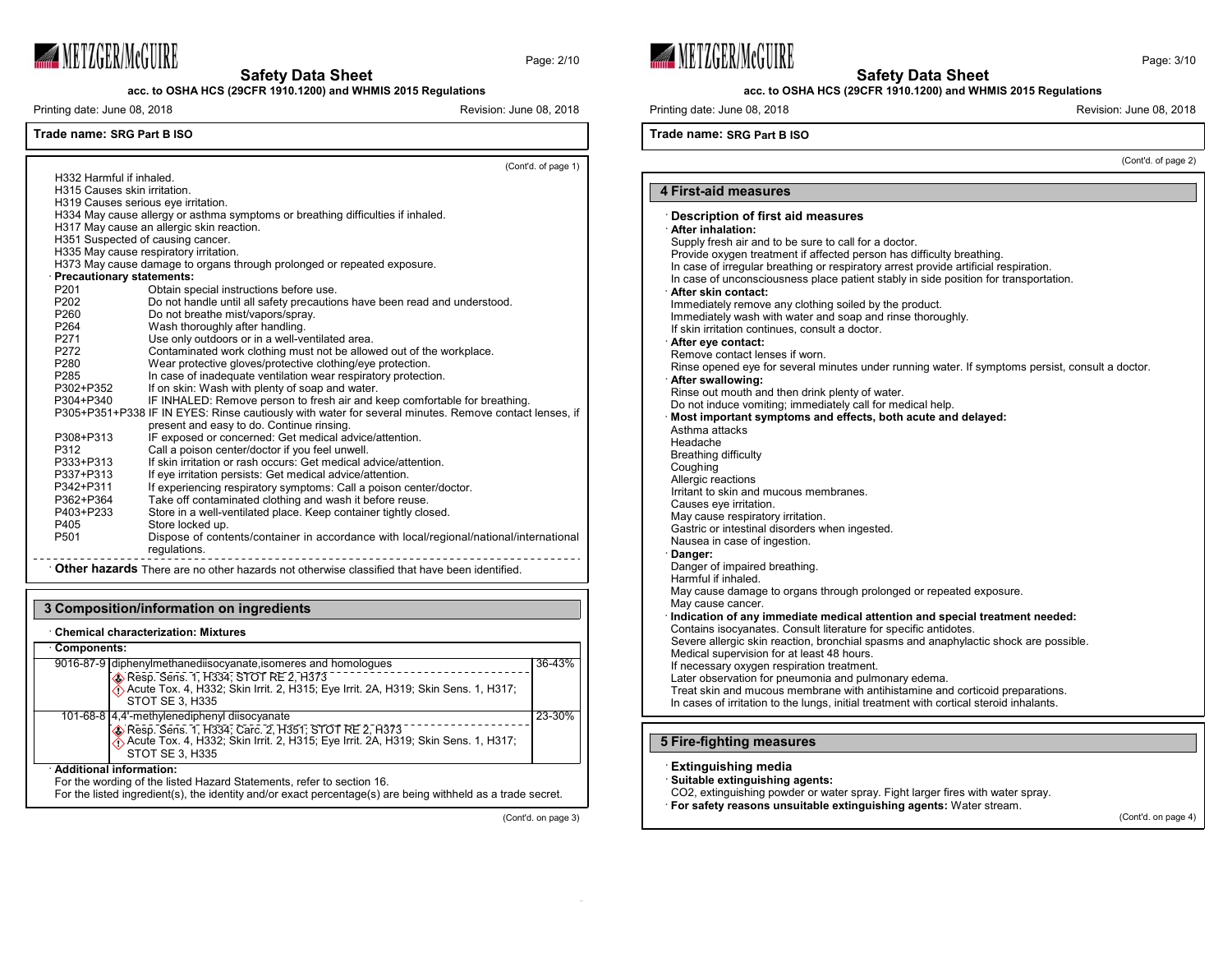**Trade name: SRG Part B ISO**

(Cont'd. of page 1)

H332 Harmful if inhaled.
H315 Causes skin irritation.
H319 Causes serious eye irritation.
H334 May cause allergy or asthma symptoms or breathing difficulties if inhaled.
H317 May cause an allergic skin reaction.
H351 Suspected of causing cancer.
H335 May cause respiratory irritation.
H373 May cause damage to organs through prolonged or repeated exposure.

· **Precautionary statements:**

| | |
|---|---|
| P201 | Obtain special instructions before use. |
| P202 | Do not handle until all safety precautions have been read and understood. |
| P260 | Do not breathe mist/vapors/spray. |
| P264 | Wash thoroughly after handling. |
| P271 | Use only outdoors or in a well-ventilated area. |
| P272 | Contaminated work clothing must not be allowed out of the workplace. |
| P280 | Wear protective gloves/protective clothing/eye protection. |
| P285 | In case of inadequate ventilation wear respiratory protection. |
| P302+P352 | If on skin: Wash with plenty of soap and water. |
| P304+P340 | IF INHALED: Remove person to fresh air and keep comfortable for breathing. |
| P305+P351+P338 | IF IN EYES: Rinse cautiously with water for several minutes. Remove contact lenses, if present and easy to do. Continue rinsing. |
| P308+P313 | IF exposed or concerned: Get medical advice/attention. |
| P312 | Call a poison center/doctor if you feel unwell. |
| P333+P313 | If skin irritation or rash occurs: Get medical advice/attention. |
| P337+P313 | If eye irritation persists: Get medical advice/attention. |
| P342+P311 | If experiencing respiratory symptoms: Call a poison center/doctor. |
| P362+P364 | Take off contaminated clothing and wash it before reuse. |
| P403+P233 | Store in a well-ventilated place. Keep container tightly closed. |
| P405 | Store locked up. |
| P501 | Dispose of contents/container in accordance with local/regional/national/international regulations. |

· **Other hazards** There are no other hazards not otherwise classified that have been identified.

## 3 Composition/information on ingredients

· **Chemical characterization: Mixtures**

· **Components:**

| | | |
|---|---|---|
| 9016-87-9 | diphenylmethanediisocyanate,isomeres and homologues<br>Resp. Sens. 1, H334; STOT RE 2, H373<br>Acute Tox. 4, H332; Skin Irrit. 2, H315; Eye Irrit. 2A, H319; Skin Sens. 1, H317; STOT SE 3, H335 | 36-43% |
| 101-68-8 | 4,4'-methylenediphenyl diisocyanate<br>Resp. Sens. 1, H334; Carc. 2, H351; STOT RE 2, H373<br>Acute Tox. 4, H332; Skin Irrit. 2, H315; Eye Irrit. 2A, H319; Skin Sens. 1, H317; STOT SE 3, H335 | 23-30% |

· **Additional information:**
For the wording of the listed Hazard Statements, refer to section 16.
For the listed ingredient(s), the identity and/or exact percentage(s) are being withheld as a trade secret.

(Cont'd. on page 3)

**Trade name: SRG Part B ISO**

(Cont'd. of page 2)

## 4 First-aid measures

· **Description of first aid measures**

· **After inhalation:**
Supply fresh air and to be sure to call for a doctor.
Provide oxygen treatment if affected person has difficulty breathing.
In case of irregular breathing or respiratory arrest provide artificial respiration.
In case of unconsciousness place patient stably in side position for transportation.

· **After skin contact:**
Immediately remove any clothing soiled by the product.
Immediately wash with water and soap and rinse thoroughly.
If skin irritation continues, consult a doctor.

· **After eye contact:**
Remove contact lenses if worn.
Rinse opened eye for several minutes under running water. If symptoms persist, consult a doctor.

· **After swallowing:**
Rinse out mouth and then drink plenty of water.
Do not induce vomiting; immediately call for medical help.

· **Most important symptoms and effects, both acute and delayed:**
Asthma attacks
Headache
Breathing difficulty
Coughing
Allergic reactions
Irritant to skin and mucous membranes.
Causes eye irritation.
May cause respiratory irritation.
Gastric or intestinal disorders when ingested.
Nausea in case of ingestion.

· **Danger:**
Danger of impaired breathing.
Harmful if inhaled.
May cause damage to organs through prolonged or repeated exposure.
May cause cancer.

· **Indication of any immediate medical attention and special treatment needed:**
Contains isocyanates. Consult literature for specific antidotes.
Severe allergic skin reaction, bronchial spasms and anaphylactic shock are possible.
Medical supervision for at least 48 hours.
If necessary oxygen respiration treatment.
Later observation for pneumonia and pulmonary edema.
Treat skin and mucous membrane with antihistamine and corticoid preparations.
In cases of irritation to the lungs, initial treatment with cortical steroid inhalants.

## 5 Fire-fighting measures

· **Extinguishing media**

· **Suitable extinguishing agents:**
$CO_2$, extinguishing powder or water spray. Fight larger fires with water spray.

· **For safety reasons unsuitable extinguishing agents:** Water stream.

(Cont'd. on page 4)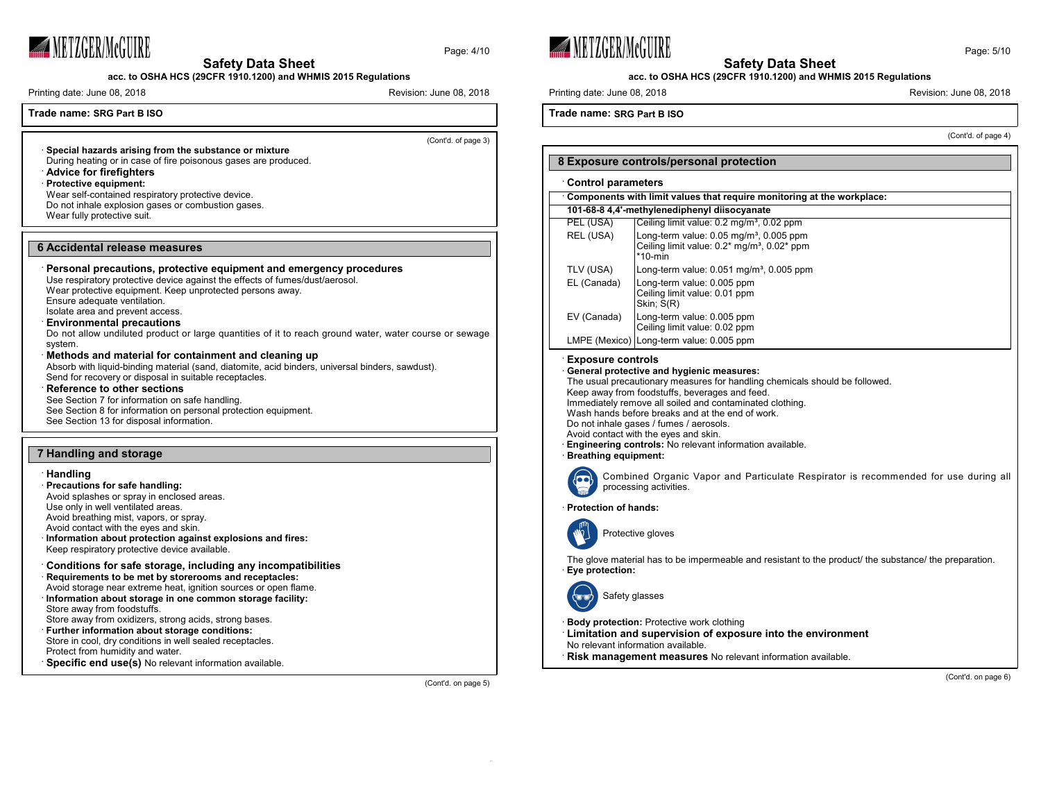Trade name: **SRG Part B ISO**

(Cont'd. of page 3)

· **Special hazards arising from the substance or mixture**
During heating or in case of fire poisonous gases are produced.

· **Advice for firefighters**

· **Protective equipment:**
Wear self-contained respiratory protective device.
Do not inhale explosion gases or combustion gases.
Wear fully protective suit.

## 6 Accidental release measures

· **Personal precautions, protective equipment and emergency procedures**
Use respiratory protective device against the effects of fumes/dust/aerosol.
Wear protective equipment. Keep unprotected persons away.
Ensure adequate ventilation.
Isolate area and prevent access.

· **Environmental precautions**
Do not allow undiluted product or large quantities of it to reach ground water, water course or sewage system.

· **Methods and material for containment and cleaning up**
Absorb with liquid-binding material (sand, diatomite, acid binders, universal binders, sawdust).
Send for recovery or disposal in suitable receptacles.

· **Reference to other sections**
See Section 7 for information on safe handling.
See Section 8 for information on personal protection equipment.
See Section 13 for disposal information.

## 7 Handling and storage

· **Handling**

· **Precautions for safe handling:**
Avoid splashes or spray in enclosed areas.
Use only in well ventilated areas.
Avoid breathing mist, vapors, or spray.
Avoid contact with the eyes and skin.

· **Information about protection against explosions and fires:**
Keep respiratory protective device available.

· **Conditions for safe storage, including any incompatibilities**

· **Requirements to be met by storerooms and receptacles:**
Avoid storage near extreme heat, ignition sources or open flame.

· **Information about storage in one common storage facility:**
Store away from foodstuffs.
Store away from oxidizers, strong acids, strong bases.

· **Further information about storage conditions:**
Store in cool, dry conditions in well sealed receptacles.
Protect from humidity and water.

· **Specific end use(s)** No relevant information available.

(Cont'd. on page 5)

Trade name: **SRG Part B ISO**

(Cont'd. of page 4)

## 8 Exposure controls/personal protection

· **Control parameters**

· **Components with limit values that require monitoring at the workplace:**

| **101-68-8 4,4'-methylenediphenyl diisocyanate** | |
|---|---|
| PEL (USA) | Ceiling limit value: 0.2 mg/m³, 0.02 ppm |
| REL (USA) | Long-term value: 0.05 mg/m³, 0.005 ppm<br>Ceiling limit value: 0.2* mg/m³, 0.02* ppm<br>*10-min |
| TLV (USA) | Long-term value: 0.051 mg/m³, 0.005 ppm |
| EL (Canada) | Long-term value: 0.005 ppm<br>Ceiling limit value: 0.01 ppm<br>Skin; S(R) |
| EV (Canada) | Long-term value: 0.005 ppm<br>Ceiling limit value: 0.02 ppm |
| LMPE (Mexico) | Long-term value: 0.005 ppm |

· **Exposure controls**

· **General protective and hygienic measures:**
The usual precautionary measures for handling chemicals should be followed.
Keep away from foodstuffs, beverages and feed.
Immediately remove all soiled and contaminated clothing.
Wash hands before breaks and at the end of work.
Do not inhale gases / fumes / aerosols.
Avoid contact with the eyes and skin.

· **Engineering controls:** No relevant information available.

· **Breathing equipment:**

Combined Organic Vapor and Particulate Respirator is recommended for use during all processing activities.

· **Protection of hands:**

Protective gloves

The glove material has to be impermeable and resistant to the product/ the substance/ the preparation.

· **Eye protection:**

Safety glasses

· **Body protection:** Protective work clothing

· **Limitation and supervision of exposure into the environment**
No relevant information available.

· **Risk management measures** No relevant information available.

(Cont'd. on page 6)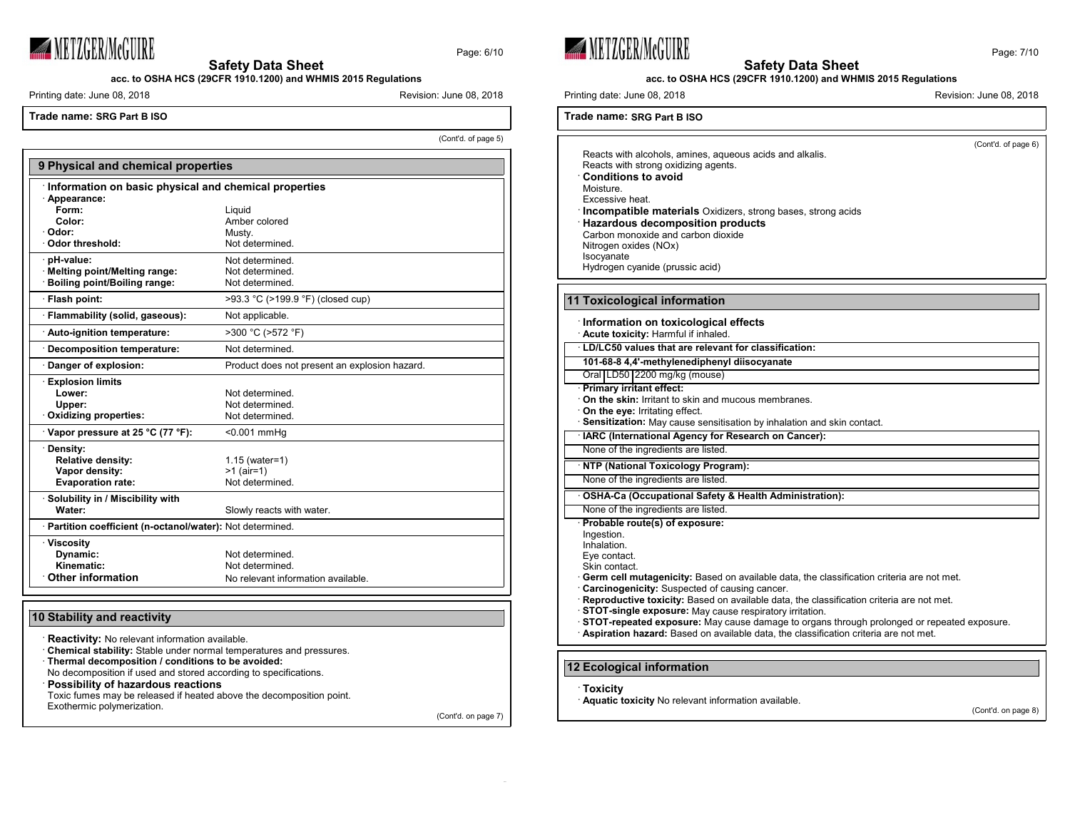Trade name: **SRG Part B ISO**

(Cont'd. of page 5)

## 9 Physical and chemical properties

· **Information on basic physical and chemical properties**

| Property | Value |
|---|---|
| · **Appearance:** | |
| **Form:** | Liquid |
| **Color:** | Amber colored |
| · **Odor:** | Musty. |
| · **Odor threshold:** | Not determined. |
| · **pH-value:** | Not determined. |
| · **Melting point/Melting range:** | Not determined. |
| · **Boiling point/Boiling range:** | Not determined. |
| · **Flash point:** | >93.3 °C (>199.9 °F) (closed cup) |
| · **Flammability (solid, gaseous):** | Not applicable. |
| · **Auto-ignition temperature:** | >300 °C (>572 °F) |
| · **Decomposition temperature:** | Not determined. |
| · **Danger of explosion:** | Product does not present an explosion hazard. |
| · **Explosion limits** | |
| **Lower:** | Not determined. |
| **Upper:** | Not determined. |
| · **Oxidizing properties:** | Not determined. |
| · **Vapor pressure at 25 °C (77 °F):** | <0.001 mmHg |
| · **Density:** | |
| **Relative density:** | 1.15 (water=1) |
| **Vapor density:** | >1 (air=1) |
| **Evaporation rate:** | Not determined. |
| · **Solubility in / Miscibility with** | |
| **Water:** | Slowly reacts with water. |
| · **Partition coefficient (n-octanol/water):** | Not determined. |
| · **Viscosity** | |
| **Dynamic:** | Not determined. |
| **Kinematic:** | Not determined. |
| · **Other information** | No relevant information available. |

## 10 Stability and reactivity

· **Reactivity:** No relevant information available.
· **Chemical stability:** Stable under normal temperatures and pressures.
· **Thermal decomposition / conditions to be avoided:**
No decomposition if used and stored according to specifications.
· **Possibility of hazardous reactions**
Toxic fumes may be released if heated above the decomposition point.
Exothermic polymerization.
Reacts with alcohols, amines, aqueous acids and alkalis.
Reacts with strong oxidizing agents.
· **Conditions to avoid**
Moisture.
Excessive heat.
· **Incompatible materials** Oxidizers, strong bases, strong acids
· **Hazardous decomposition products**
Carbon monoxide and carbon dioxide
Nitrogen oxides (NOx)
Isocyanate
Hydrogen cyanide (prussic acid)

## 11 Toxicological information

· **Information on toxicological effects**
· **Acute toxicity:** Harmful if inhaled.

| · **LD/LC50 values that are relevant for classification:** | | |
|---|---|---|
| **101-68-8 4,4'-methylenediphenyl diisocyanate** | | |
| Oral | LD50 | 2200 mg/kg (mouse) |

· **Primary irritant effect:**
· **On the skin:** Irritant to skin and mucous membranes.
· **On the eye:** Irritating effect.
· **Sensitization:** May cause sensitisation by inhalation and skin contact.

· **IARC (International Agency for Research on Cancer):**
None of the ingredients are listed.

· **NTP (National Toxicology Program):**
None of the ingredients are listed.

· **OSHA-Ca (Occupational Safety & Health Administration):**
None of the ingredients are listed.

· **Probable route(s) of exposure:**
Ingestion.
Inhalation.
Eye contact.
Skin contact.
· **Germ cell mutagenicity:** Based on available data, the classification criteria are not met.
· **Carcinogenicity:** Suspected of causing cancer.
· **Reproductive toxicity:** Based on available data, the classification criteria are not met.
· **STOT-single exposure:** May cause respiratory irritation.
· **STOT-repeated exposure:** May cause damage to organs through prolonged or repeated exposure.
· **Aspiration hazard:** Based on available data, the classification criteria are not met.

## 12 Ecological information

· **Toxicity**
· **Aquatic toxicity** No relevant information available.

(Cont'd. on page 8)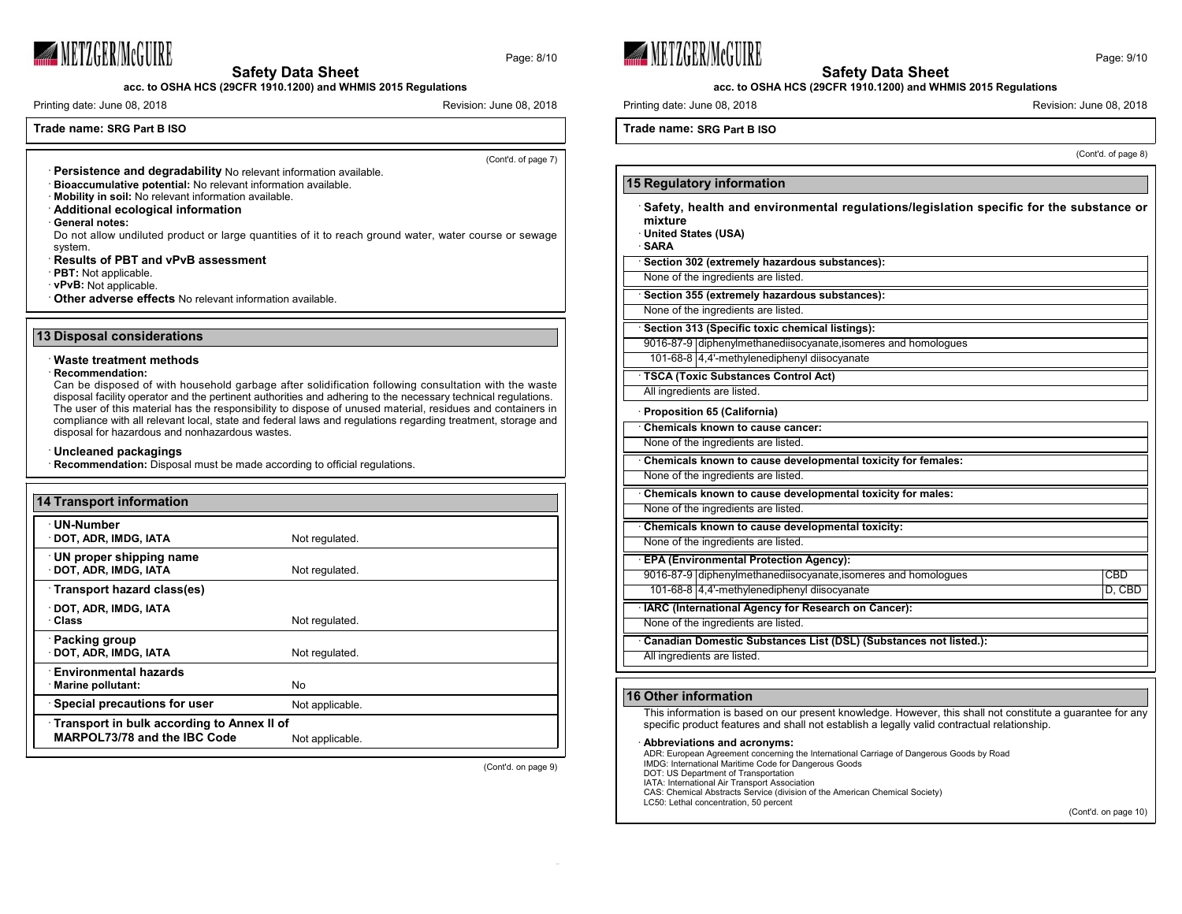Trade name: **SRG Part B ISO**

(Cont'd. of page 7)

· **Persistence and degradability** No relevant information available.
· **Bioaccumulative potential:** No relevant information available.
· **Mobility in soil:** No relevant information available.
· **Additional ecological information**
· **General notes:**
Do not allow undiluted product or large quantities of it to reach ground water, water course or sewage system.
· **Results of PBT and vPvB assessment**
· **PBT:** Not applicable.
· **vPvB:** Not applicable.
· **Other adverse effects** No relevant information available.

## 13 Disposal considerations

· **Waste treatment methods**
· **Recommendation:**
Can be disposed of with household garbage after solidification following consultation with the waste disposal facility operator and the pertinent authorities and adhering to the necessary technical regulations.
The user of this material has the responsibility to dispose of unused material, residues and containers in compliance with all relevant local, state and federal laws and regulations regarding treatment, storage and disposal for hazardous and nonhazardous wastes.

· **Uncleaned packagings**
· **Recommendation:** Disposal must be made according to official regulations.

## 14 Transport information

| | |
|---|---|
| · **UN-Number** | |
| · **DOT, ADR, IMDG, IATA** | Not regulated. |
| · **UN proper shipping name** | |
| · **DOT, ADR, IMDG, IATA** | Not regulated. |
| · **Transport hazard class(es)** | |
| · **DOT, ADR, IMDG, IATA** | |
| · **Class** | Not regulated. |
| · **Packing group** | |
| · **DOT, ADR, IMDG, IATA** | Not regulated. |
| · **Environmental hazards** | |
| · **Marine pollutant:** | No |
| · **Special precautions for user** | Not applicable. |
| · **Transport in bulk according to Annex II of MARPOL73/78 and the IBC Code** | Not applicable. |

(Cont'd. on page 9)

Trade name: **SRG Part B ISO**

(Cont'd. of page 8)

## 15 Regulatory information

· **Safety, health and environmental regulations/legislation specific for the substance or mixture**
· **United States (USA)**
· **SARA**

· **Section 302 (extremely hazardous substances):**
None of the ingredients are listed.

· **Section 355 (extremely hazardous substances):**
None of the ingredients are listed.

· **Section 313 (Specific toxic chemical listings):**

| | |
|---|---|
| 9016-87-9 | diphenylmethanediisocyanate,isomeres and homologues |
| 101-68-8 | 4,4'-methylenediphenyl diisocyanate |

· **TSCA (Toxic Substances Control Act)**
All ingredients are listed.

· **Proposition 65 (California)**

· **Chemicals known to cause cancer:**
None of the ingredients are listed.

· **Chemicals known to cause developmental toxicity for females:**
None of the ingredients are listed.

· **Chemicals known to cause developmental toxicity for males:**
None of the ingredients are listed.

· **Chemicals known to cause developmental toxicity:**
None of the ingredients are listed.

· **EPA (Environmental Protection Agency):**

| | | |
|---|---|---|
| 9016-87-9 | diphenylmethanediisocyanate,isomeres and homologues | CBD |
| 101-68-8 | 4,4'-methylenediphenyl diisocyanate | D, CBD |

· **IARC (International Agency for Research on Cancer):**
None of the ingredients are listed.

· **Canadian Domestic Substances List (DSL) (Substances not listed.):**
All ingredients are listed.

## 16 Other information

This information is based on our present knowledge. However, this shall not constitute a guarantee for any specific product features and shall not establish a legally valid contractual relationship.

· **Abbreviations and acronyms:**
ADR: European Agreement concerning the International Carriage of Dangerous Goods by Road
IMDG: International Maritime Code for Dangerous Goods
DOT: US Department of Transportation
IATA: International Air Transport Association
CAS: Chemical Abstracts Service (division of the American Chemical Society)
LC50: Lethal concentration, 50 percent

(Cont'd. on page 10)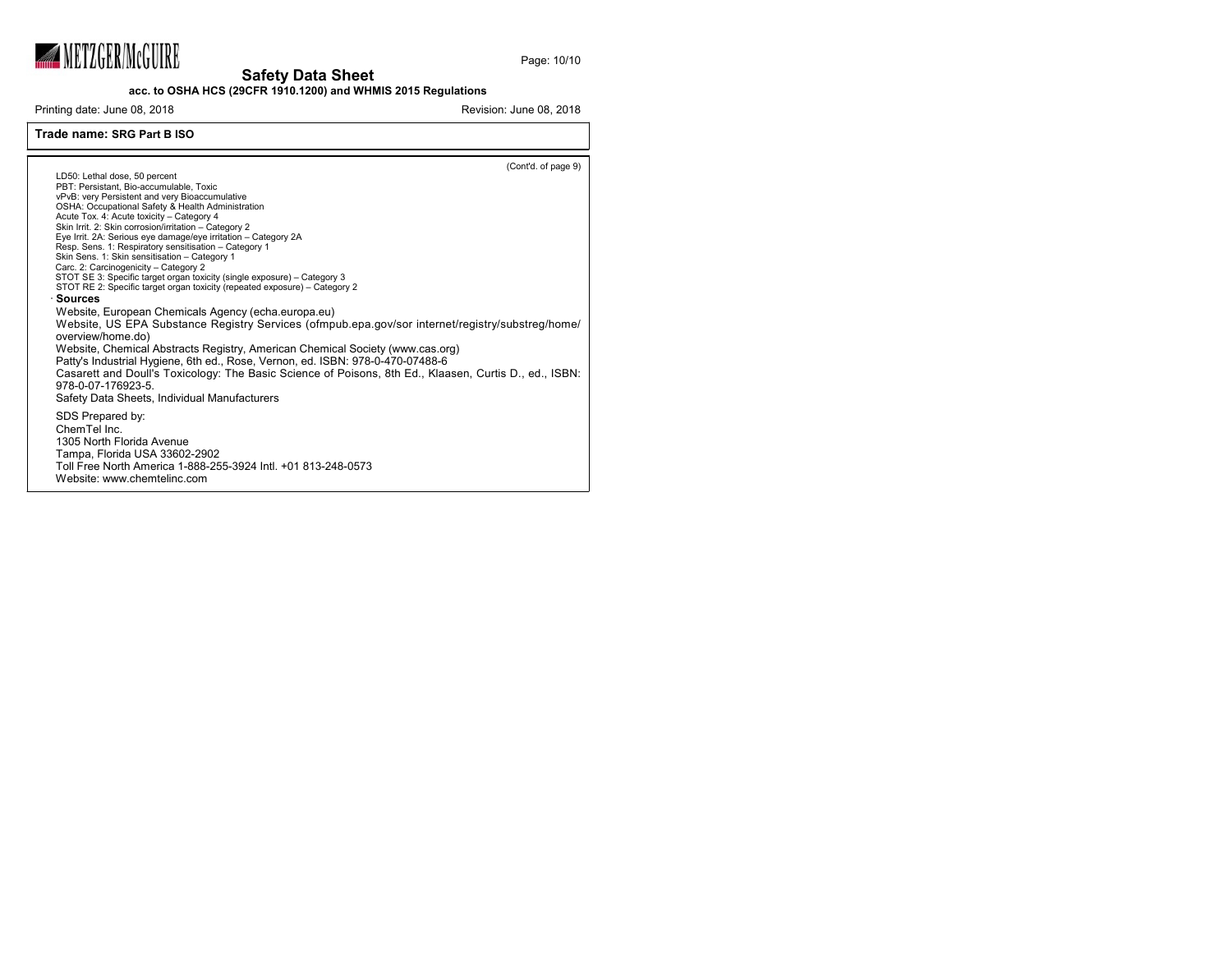**Safety Data Sheet**

**acc. to OSHA HCS (29CFR 1910.1200) and WHMIS 2015 Regulations**

Printing date: June 08, 2018 Revision: June 08, 2018

**Trade name: SRG Part B ISO**

(Cont'd. of page 9)

LD50: Lethal dose, 50 percent
PBT: Persistant, Bio-accumulable, Toxic
vPvB: very Persistent and very Bioaccumulative
OSHA: Occupational Safety & Health Administration
Acute Tox. 4: Acute toxicity – Category 4
Skin Irrit. 2: Skin corrosion/irritation – Category 2
Eye Irrit. 2A: Serious eye damage/eye irritation – Category 2A
Resp. Sens. 1: Respiratory sensitisation – Category 1
Skin Sens. 1: Skin sensitisation – Category 1
Carc. 2: Carcinogenicity – Category 2
STOT SE 3: Specific target organ toxicity (single exposure) – Category 3
STOT RE 2: Specific target organ toxicity (repeated exposure) – Category 2

· **Sources**

Website, European Chemicals Agency (echa.europa.eu)
Website, US EPA Substance Registry Services (ofmpub.epa.gov/sor internet/registry/substreg/home/overview/home.do)
Website, Chemical Abstracts Registry, American Chemical Society (www.cas.org)
Patty's Industrial Hygiene, 6th ed., Rose, Vernon, ed. ISBN: 978-0-470-07488-6
Casarett and Doull's Toxicology: The Basic Science of Poisons, 8th Ed., Klaasen, Curtis D., ed., ISBN: 978-0-07-176923-5.
Safety Data Sheets, Individual Manufacturers

SDS Prepared by:
ChemTel Inc.
1305 North Florida Avenue
Tampa, Florida USA 33602-2902
Toll Free North America 1-888-255-3924 Intl. +01 813-248-0573
Website: www.chemtelinc.com